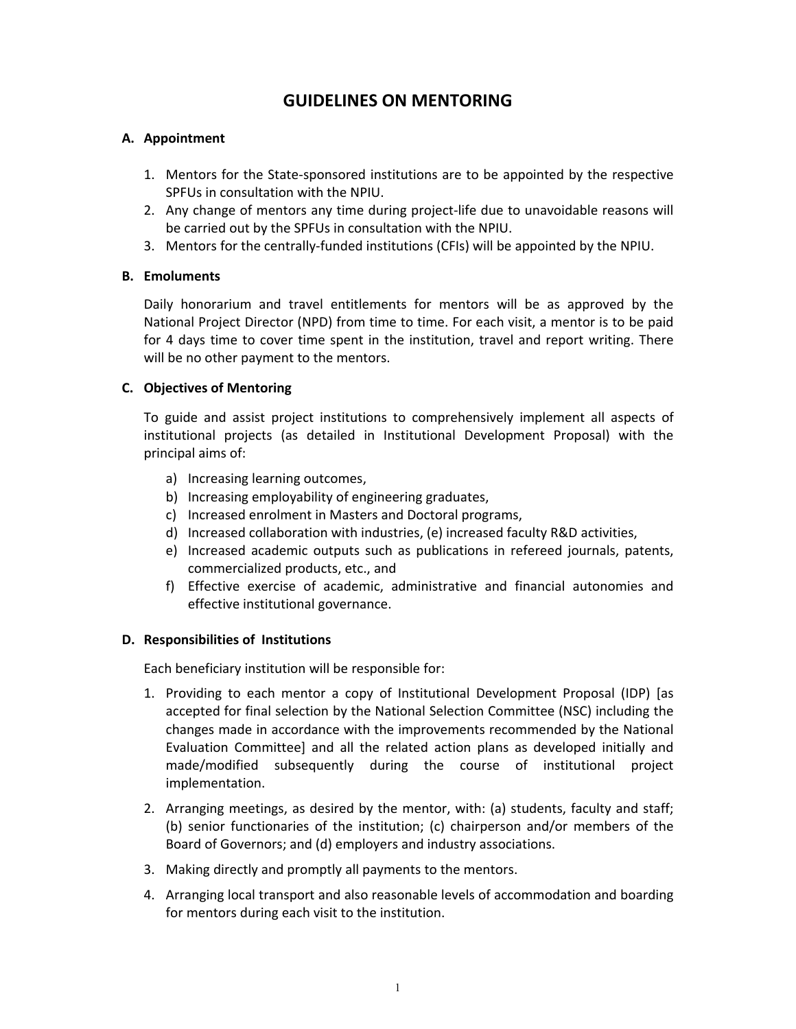# GUIDELINES ON MENTORING

## A. Appointment

1. Mentors for the State-sponsored institutions are to be appointed by the respective SPFUs in consultation with the NPIU.
2. Any change of mentors any time during project-life due to unavoidable reasons will be carried out by the SPFUs in consultation with the NPIU.
3. Mentors for the centrally-funded institutions (CFIs) will be appointed by the NPIU.

## B. Emoluments

Daily honorarium and travel entitlements for mentors will be as approved by the National Project Director (NPD) from time to time. For each visit, a mentor is to be paid for 4 days time to cover time spent in the institution, travel and report writing. There will be no other payment to the mentors.

## C. Objectives of Mentoring

To guide and assist project institutions to comprehensively implement all aspects of institutional projects (as detailed in Institutional Development Proposal) with the principal aims of:

a) Increasing learning outcomes,
b) Increasing employability of engineering graduates,
c) Increased enrolment in Masters and Doctoral programs,
d) Increased collaboration with industries, (e) increased faculty R&D activities,
e) Increased academic outputs such as publications in refereed journals, patents, commercialized products, etc., and
f) Effective exercise of academic, administrative and financial autonomies and effective institutional governance.

## D. Responsibilities of Institutions

Each beneficiary institution will be responsible for:

1. Providing to each mentor a copy of Institutional Development Proposal (IDP) [as accepted for final selection by the National Selection Committee (NSC) including the changes made in accordance with the improvements recommended by the National Evaluation Committee] and all the related action plans as developed initially and made/modified subsequently during the course of institutional project implementation.

2. Arranging meetings, as desired by the mentor, with: (a) students, faculty and staff; (b) senior functionaries of the institution; (c) chairperson and/or members of the Board of Governors; and (d) employers and industry associations.

3. Making directly and promptly all payments to the mentors.

4. Arranging local transport and also reasonable levels of accommodation and boarding for mentors during each visit to the institution.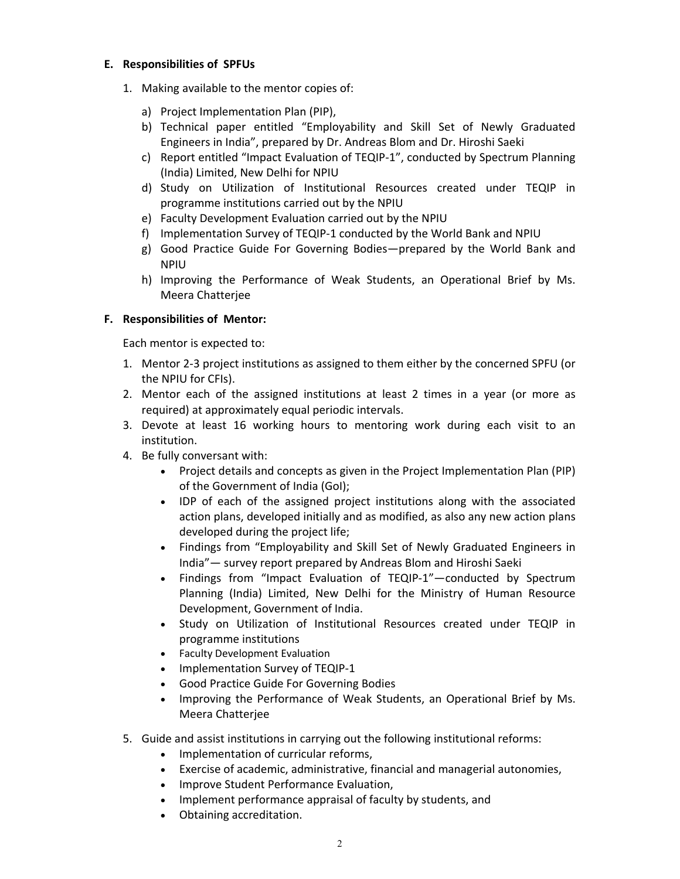### E. Responsibilities of SPFUs

1. Making available to the mentor copies of:

   a) Project Implementation Plan (PIP),
   b) Technical paper entitled "Employability and Skill Set of Newly Graduated Engineers in India", prepared by Dr. Andreas Blom and Dr. Hiroshi Saeki
   c) Report entitled "Impact Evaluation of TEQIP-1", conducted by Spectrum Planning (India) Limited, New Delhi for NPIU
   d) Study on Utilization of Institutional Resources created under TEQIP in programme institutions carried out by the NPIU
   e) Faculty Development Evaluation carried out by the NPIU
   f) Implementation Survey of TEQIP-1 conducted by the World Bank and NPIU
   g) Good Practice Guide For Governing Bodies—prepared by the World Bank and NPIU
   h) Improving the Performance of Weak Students, an Operational Brief by Ms. Meera Chatterjee

### F. Responsibilities of Mentor:

Each mentor is expected to:

1. Mentor 2-3 project institutions as assigned to them either by the concerned SPFU (or the NPIU for CFIs).
2. Mentor each of the assigned institutions at least 2 times in a year (or more as required) at approximately equal periodic intervals.
3. Devote at least 16 working hours to mentoring work during each visit to an institution.
4. Be fully conversant with:
   - Project details and concepts as given in the Project Implementation Plan (PIP) of the Government of India (GoI);
   - IDP of each of the assigned project institutions along with the associated action plans, developed initially and as modified, as also any new action plans developed during the project life;
   - Findings from "Employability and Skill Set of Newly Graduated Engineers in India"— survey report prepared by Andreas Blom and Hiroshi Saeki
   - Findings from "Impact Evaluation of TEQIP-1"—conducted by Spectrum Planning (India) Limited, New Delhi for the Ministry of Human Resource Development, Government of India.
   - Study on Utilization of Institutional Resources created under TEQIP in programme institutions
   - Faculty Development Evaluation
   - Implementation Survey of TEQIP-1
   - Good Practice Guide For Governing Bodies
   - Improving the Performance of Weak Students, an Operational Brief by Ms. Meera Chatterjee
5. Guide and assist institutions in carrying out the following institutional reforms:
   - Implementation of curricular reforms,
   - Exercise of academic, administrative, financial and managerial autonomies,
   - Improve Student Performance Evaluation,
   - Implement performance appraisal of faculty by students, and
   - Obtaining accreditation.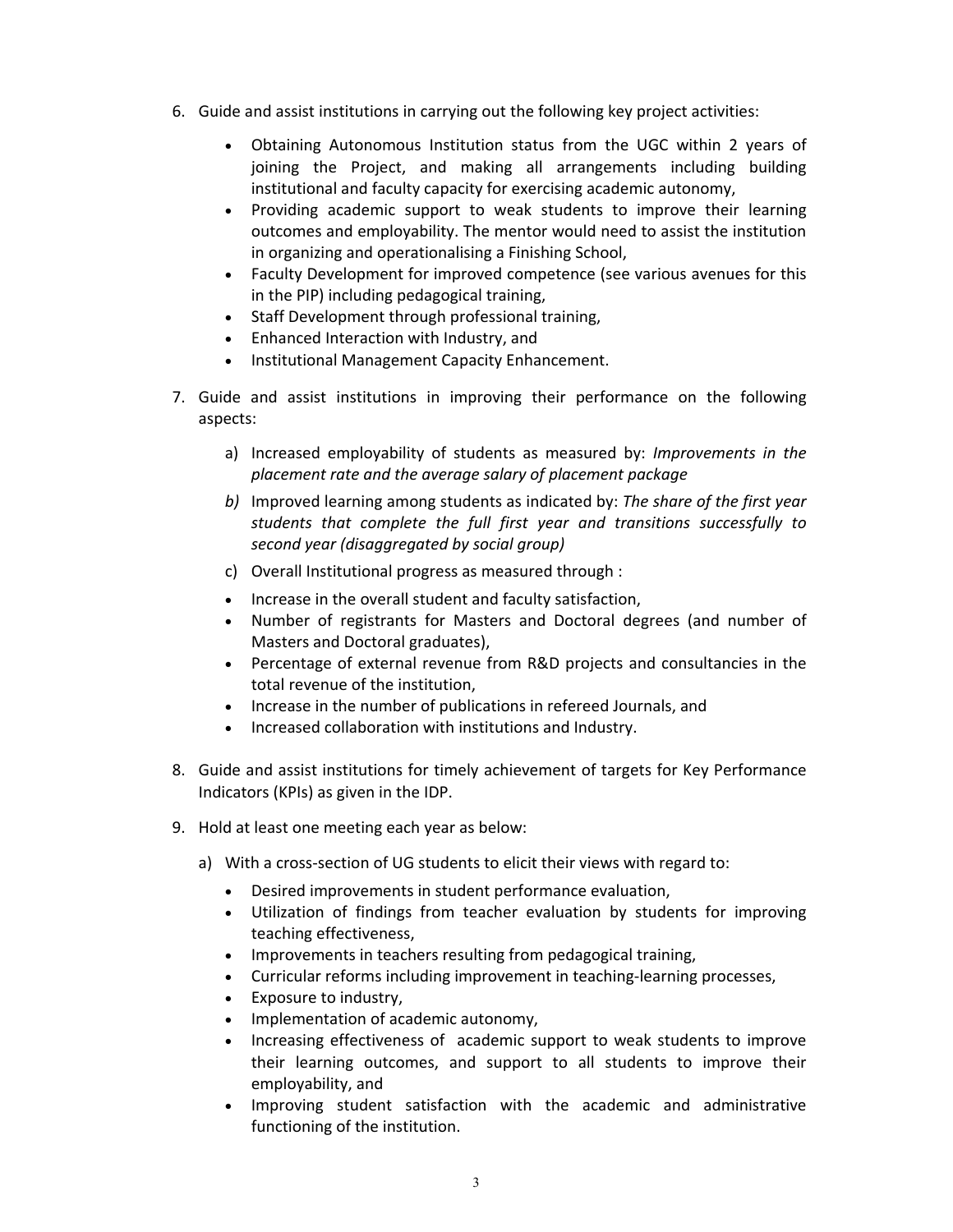6. Guide and assist institutions in carrying out the following key project activities:

    - Obtaining Autonomous Institution status from the UGC within 2 years of joining the Project, and making all arrangements including building institutional and faculty capacity for exercising academic autonomy,
    - Providing academic support to weak students to improve their learning outcomes and employability. The mentor would need to assist the institution in organizing and operationalising a Finishing School,
    - Faculty Development for improved competence (see various avenues for this in the PIP) including pedagogical training,
    - Staff Development through professional training,
    - Enhanced Interaction with Industry, and
    - Institutional Management Capacity Enhancement.

7. Guide and assist institutions in improving their performance on the following aspects:

    a) Increased employability of students as measured by: *Improvements in the placement rate and the average salary of placement package*

    *b)* Improved learning among students as indicated by: *The share of the first year students that complete the full first year and transitions successfully to second year (disaggregated by social group)*

    c) Overall Institutional progress as measured through :

    - Increase in the overall student and faculty satisfaction,
    - Number of registrants for Masters and Doctoral degrees (and number of Masters and Doctoral graduates),
    - Percentage of external revenue from R&D projects and consultancies in the total revenue of the institution,
    - Increase in the number of publications in refereed Journals, and
    - Increased collaboration with institutions and Industry.

8. Guide and assist institutions for timely achievement of targets for Key Performance Indicators (KPIs) as given in the IDP.

9. Hold at least one meeting each year as below:

    a) With a cross-section of UG students to elicit their views with regard to:

    - Desired improvements in student performance evaluation,
    - Utilization of findings from teacher evaluation by students for improving teaching effectiveness,
    - Improvements in teachers resulting from pedagogical training,
    - Curricular reforms including improvement in teaching-learning processes,
    - Exposure to industry,
    - Implementation of academic autonomy,
    - Increasing effectiveness of academic support to weak students to improve their learning outcomes, and support to all students to improve their employability, and
    - Improving student satisfaction with the academic and administrative functioning of the institution.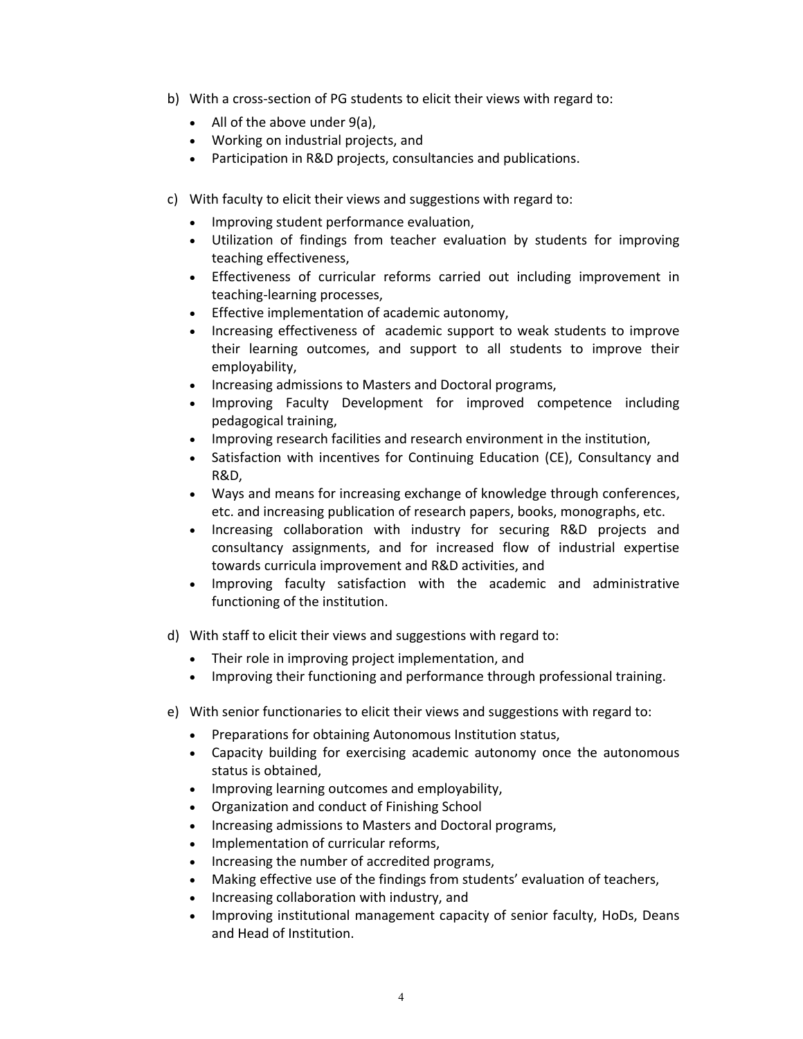b) With a cross-section of PG students to elicit their views with regard to:

- All of the above under 9(a),
- Working on industrial projects, and
- Participation in R&D projects, consultancies and publications.

c) With faculty to elicit their views and suggestions with regard to:

- Improving student performance evaluation,
- Utilization of findings from teacher evaluation by students for improving teaching effectiveness,
- Effectiveness of curricular reforms carried out including improvement in teaching-learning processes,
- Effective implementation of academic autonomy,
- Increasing effectiveness of academic support to weak students to improve their learning outcomes, and support to all students to improve their employability,
- Increasing admissions to Masters and Doctoral programs,
- Improving Faculty Development for improved competence including pedagogical training,
- Improving research facilities and research environment in the institution,
- Satisfaction with incentives for Continuing Education (CE), Consultancy and R&D,
- Ways and means for increasing exchange of knowledge through conferences, etc. and increasing publication of research papers, books, monographs, etc.
- Increasing collaboration with industry for securing R&D projects and consultancy assignments, and for increased flow of industrial expertise towards curricula improvement and R&D activities, and
- Improving faculty satisfaction with the academic and administrative functioning of the institution.

d) With staff to elicit their views and suggestions with regard to:

- Their role in improving project implementation, and
- Improving their functioning and performance through professional training.

e) With senior functionaries to elicit their views and suggestions with regard to:

- Preparations for obtaining Autonomous Institution status,
- Capacity building for exercising academic autonomy once the autonomous status is obtained,
- Improving learning outcomes and employability,
- Organization and conduct of Finishing School
- Increasing admissions to Masters and Doctoral programs,
- Implementation of curricular reforms,
- Increasing the number of accredited programs,
- Making effective use of the findings from students' evaluation of teachers,
- Increasing collaboration with industry, and
- Improving institutional management capacity of senior faculty, HoDs, Deans and Head of Institution.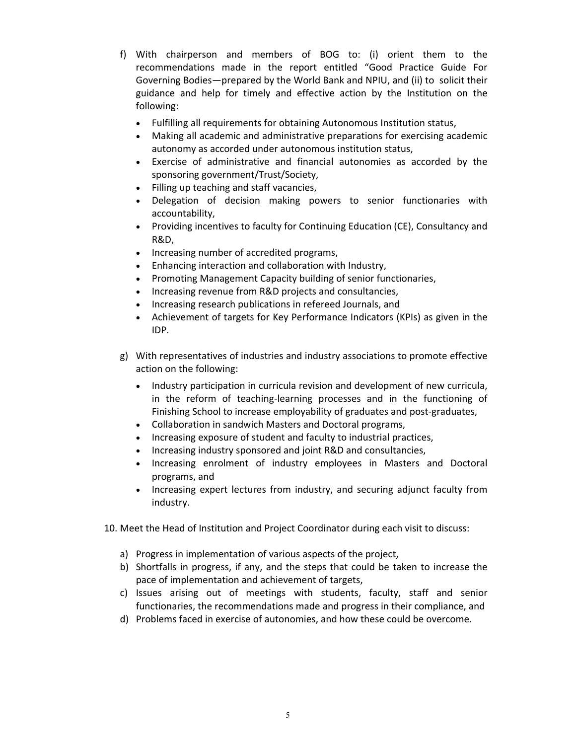f) With chairperson and members of BOG to: (i) orient them to the recommendations made in the report entitled "Good Practice Guide For Governing Bodies—prepared by the World Bank and NPIU, and (ii) to solicit their guidance and help for timely and effective action by the Institution on the following:

   - Fulfilling all requirements for obtaining Autonomous Institution status,
   - Making all academic and administrative preparations for exercising academic autonomy as accorded under autonomous institution status,
   - Exercise of administrative and financial autonomies as accorded by the sponsoring government/Trust/Society,
   - Filling up teaching and staff vacancies,
   - Delegation of decision making powers to senior functionaries with accountability,
   - Providing incentives to faculty for Continuing Education (CE), Consultancy and R&D,
   - Increasing number of accredited programs,
   - Enhancing interaction and collaboration with Industry,
   - Promoting Management Capacity building of senior functionaries,
   - Increasing revenue from R&D projects and consultancies,
   - Increasing research publications in refereed Journals, and
   - Achievement of targets for Key Performance Indicators (KPIs) as given in the IDP.

g) With representatives of industries and industry associations to promote effective action on the following:

   - Industry participation in curricula revision and development of new curricula, in the reform of teaching-learning processes and in the functioning of Finishing School to increase employability of graduates and post-graduates,
   - Collaboration in sandwich Masters and Doctoral programs,
   - Increasing exposure of student and faculty to industrial practices,
   - Increasing industry sponsored and joint R&D and consultancies,
   - Increasing enrolment of industry employees in Masters and Doctoral programs, and
   - Increasing expert lectures from industry, and securing adjunct faculty from industry.

10. Meet the Head of Institution and Project Coordinator during each visit to discuss:

    a) Progress in implementation of various aspects of the project,
    b) Shortfalls in progress, if any, and the steps that could be taken to increase the pace of implementation and achievement of targets,
    c) Issues arising out of meetings with students, faculty, staff and senior functionaries, the recommendations made and progress in their compliance, and
    d) Problems faced in exercise of autonomies, and how these could be overcome.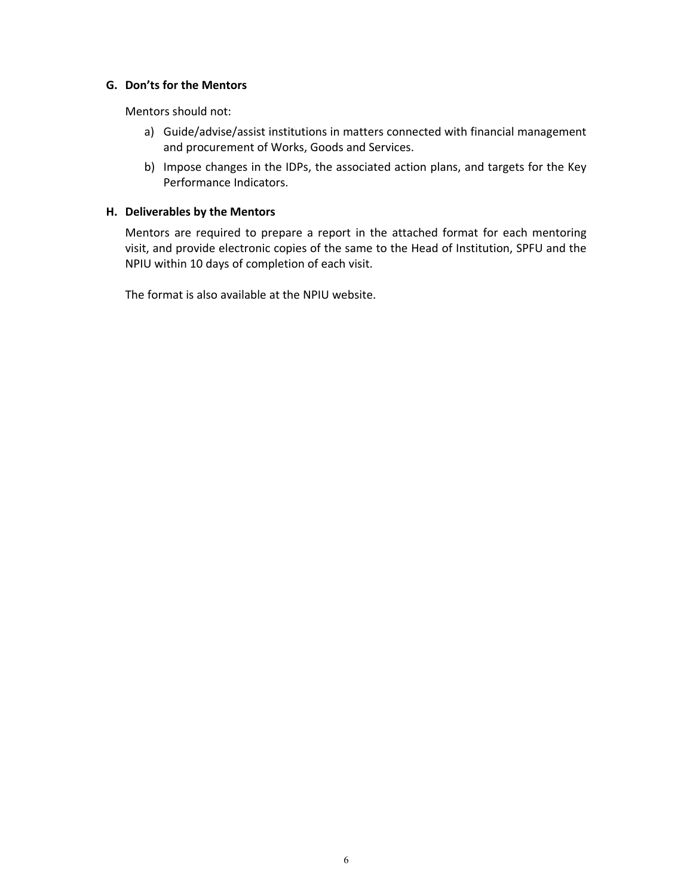## G. Don'ts for the Mentors

Mentors should not:

a) Guide/advise/assist institutions in matters connected with financial management and procurement of Works, Goods and Services.

b) Impose changes in the IDPs, the associated action plans, and targets for the Key Performance Indicators.

## H. Deliverables by the Mentors

Mentors are required to prepare a report in the attached format for each mentoring visit, and provide electronic copies of the same to the Head of Institution, SPFU and the NPIU within 10 days of completion of each visit.

The format is also available at the NPIU website.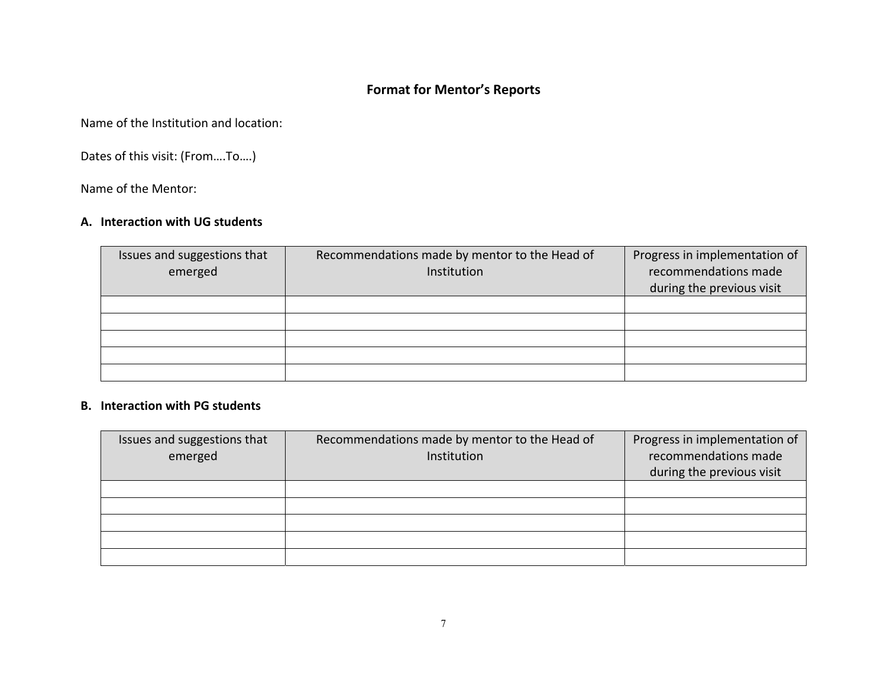## Format for Mentor's Reports

Name of the Institution and location:

Dates of this visit: (From….To….)

Name of the Mentor:

### A. Interaction with UG students

| Issues and suggestions that emerged | Recommendations made by mentor to the Head of Institution | Progress in implementation of recommendations made during the previous visit |
|---|---|---|
| | | |
| | | |
| | | |
| | | |
| | | |

### B. Interaction with PG students

| Issues and suggestions that emerged | Recommendations made by mentor to the Head of Institution | Progress in implementation of recommendations made during the previous visit |
|---|---|---|
| | | |
| | | |
| | | |
| | | |
| | | |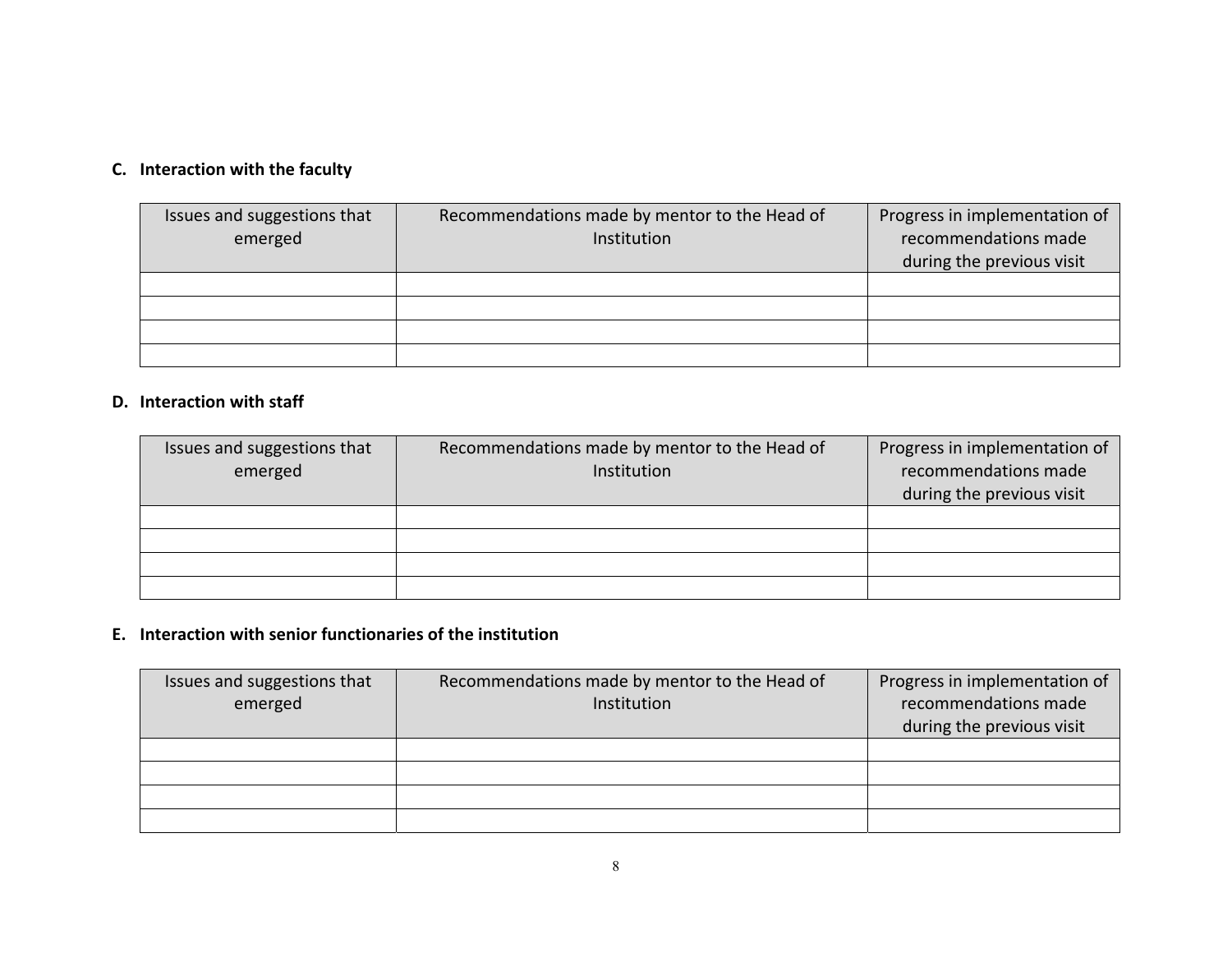**C. Interaction with the faculty**

| Issues and suggestions that emerged | Recommendations made by mentor to the Head of Institution | Progress in implementation of recommendations made during the previous visit |
|---|---|---|
| | | |
| | | |
| | | |
| | | |

**D. Interaction with staff**

| Issues and suggestions that emerged | Recommendations made by mentor to the Head of Institution | Progress in implementation of recommendations made during the previous visit |
|---|---|---|
| | | |
| | | |
| | | |
| | | |

**E. Interaction with senior functionaries of the institution**

| Issues and suggestions that emerged | Recommendations made by mentor to the Head of Institution | Progress in implementation of recommendations made during the previous visit |
|---|---|---|
| | | |
| | | |
| | | |
| | | |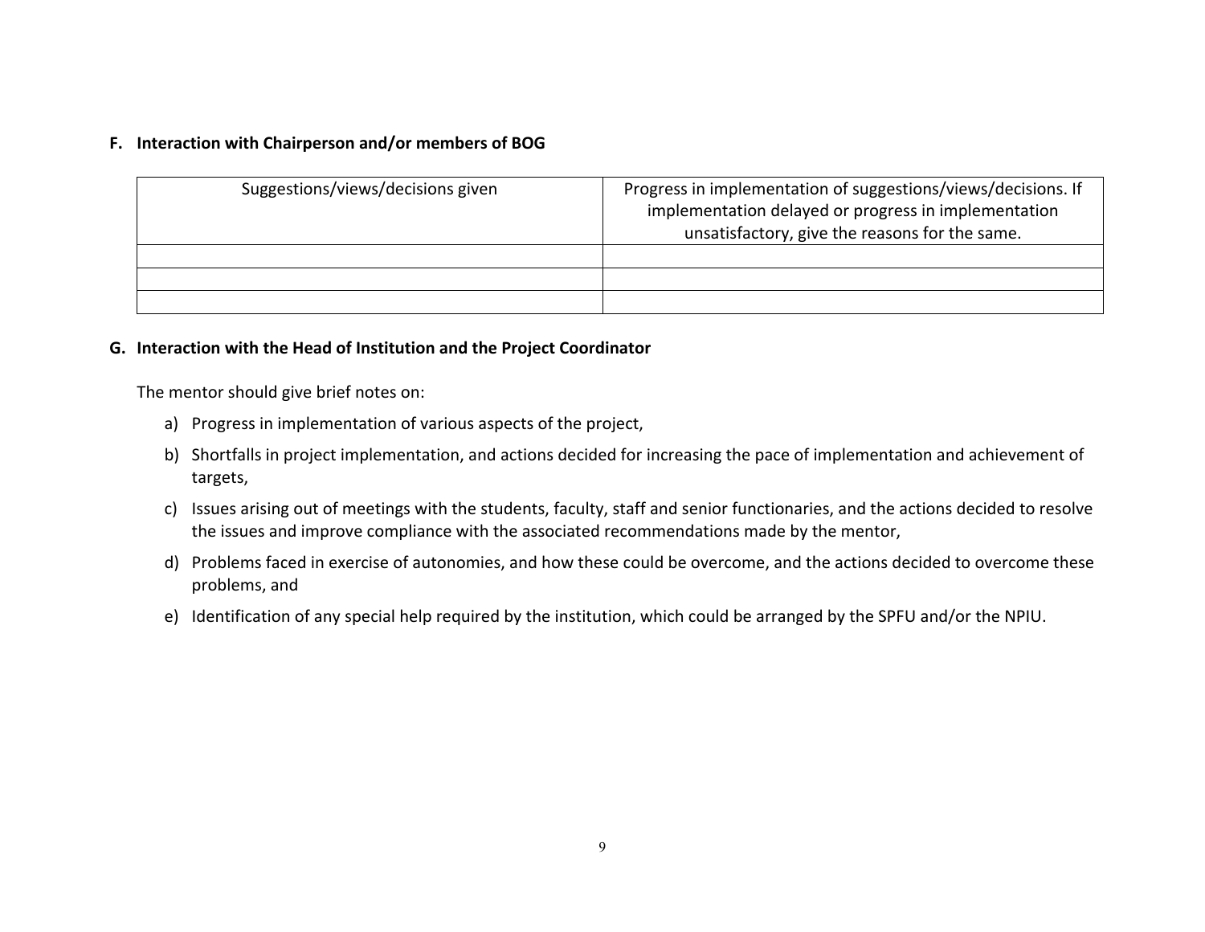### F. Interaction with Chairperson and/or members of BOG

| Suggestions/views/decisions given | Progress in implementation of suggestions/views/decisions. If implementation delayed or progress in implementation unsatisfactory, give the reasons for the same. |
|---|---|
| | |
| | |
| | |

### G. Interaction with the Head of Institution and the Project Coordinator

The mentor should give brief notes on:

a) Progress in implementation of various aspects of the project,

b) Shortfalls in project implementation, and actions decided for increasing the pace of implementation and achievement of targets,

c) Issues arising out of meetings with the students, faculty, staff and senior functionaries, and the actions decided to resolve the issues and improve compliance with the associated recommendations made by the mentor,

d) Problems faced in exercise of autonomies, and how these could be overcome, and the actions decided to overcome these problems, and

e) Identification of any special help required by the institution, which could be arranged by the SPFU and/or the NPIU.